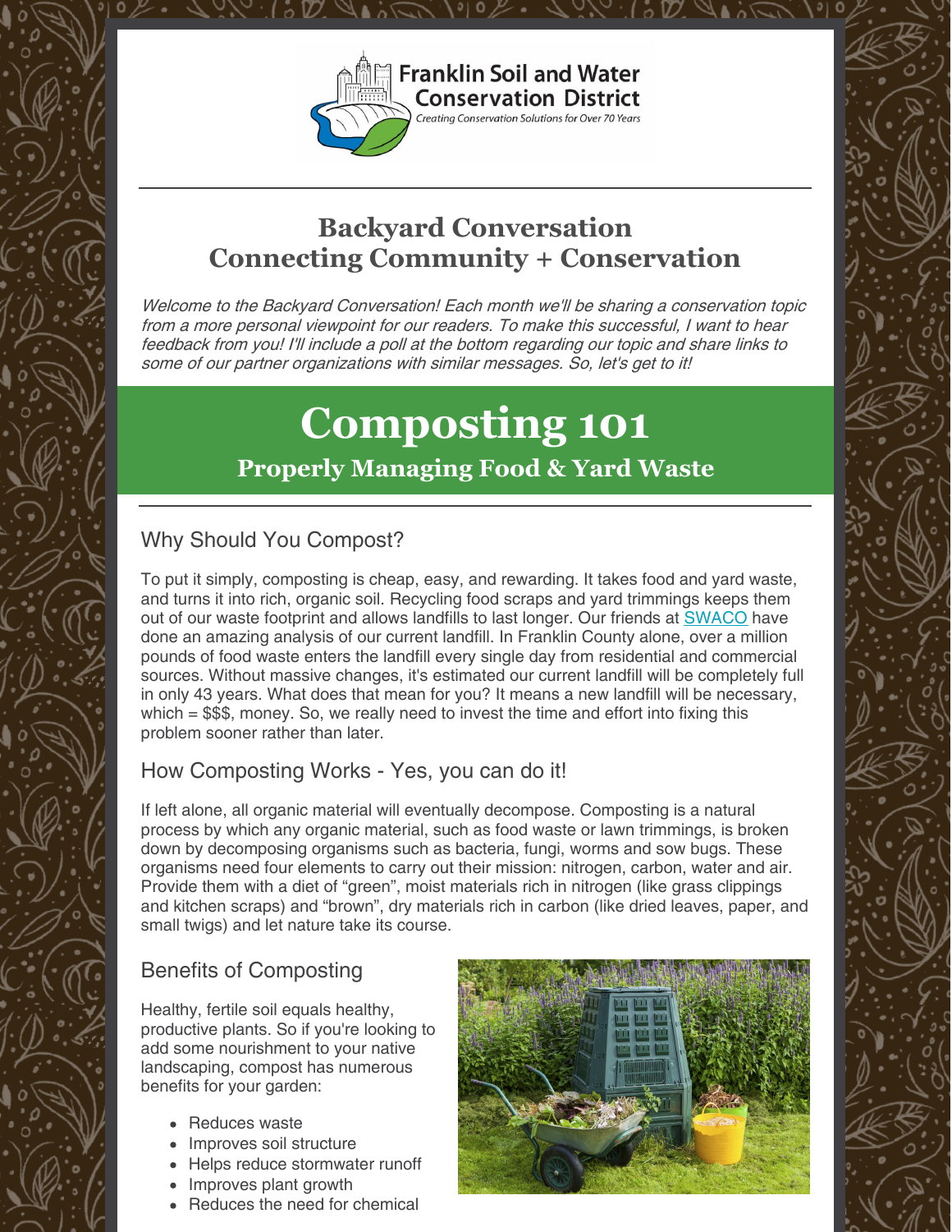Franklin Soil and Water Conservation District

*Creating Conservation Solutions for Over 70 Years*

## Backyard Conversation
## Connecting Community + Conservation

*Welcome to the Backyard Conversation! Each month we'll be sharing a conservation topic from a more personal viewpoint for our readers. To make this successful, I want to hear feedback from you! I'll include a poll at the bottom regarding our topic and share links to some of our partner organizations with similar messages. So, let's get to it!*

# Composting 101

## Properly Managing Food & Yard Waste

### Why Should You Compost?

To put it simply, composting is cheap, easy, and rewarding. It takes food and yard waste, and turns it into rich, organic soil. Recycling food scraps and yard trimmings keeps them out of our waste footprint and allows landfills to last longer. Our friends at SWACO have done an amazing analysis of our current landfill. In Franklin County alone, over a million pounds of food waste enters the landfill every single day from residential and commercial sources. Without massive changes, it's estimated our current landfill will be completely full in only 43 years. What does that mean for you? It means a new landfill will be necessary, which = $$$, money. So, we really need to invest the time and effort into fixing this problem sooner rather than later.

### How Composting Works - Yes, you can do it!

If left alone, all organic material will eventually decompose. Composting is a natural process by which any organic material, such as food waste or lawn trimmings, is broken down by decomposing organisms such as bacteria, fungi, worms and sow bugs. These organisms need four elements to carry out their mission: nitrogen, carbon, water and air. Provide them with a diet of "green", moist materials rich in nitrogen (like grass clippings and kitchen scraps) and "brown", dry materials rich in carbon (like dried leaves, paper, and small twigs) and let nature take its course.

### Benefits of Composting

Healthy, fertile soil equals healthy, productive plants. So if you're looking to add some nourishment to your native landscaping, compost has numerous benefits for your garden:

- Reduces waste
- Improves soil structure
- Helps reduce stormwater runoff
- Improves plant growth
- Reduces the need for chemical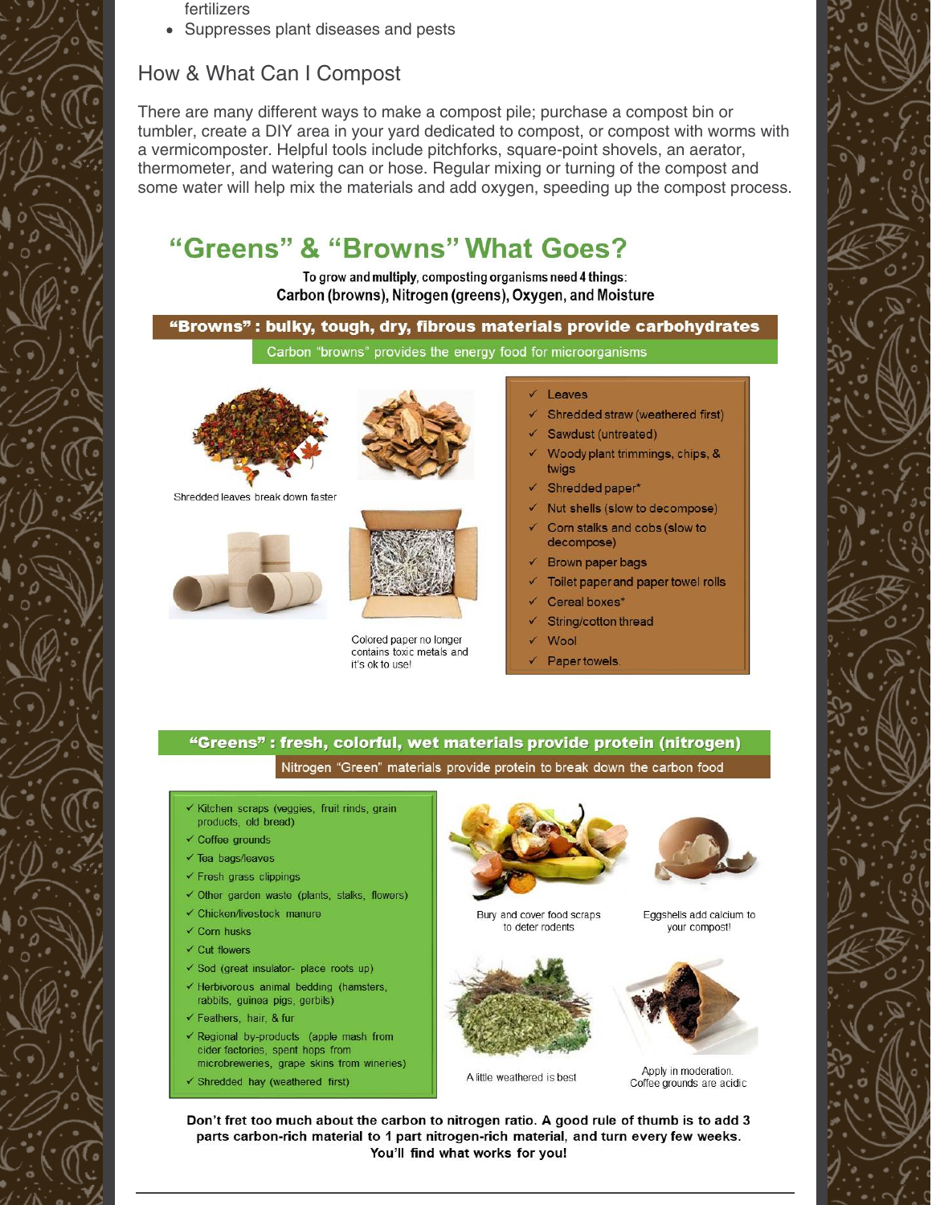fertilizers

- Suppresses plant diseases and pests

## How & What Can I Compost

There are many different ways to make a compost pile; purchase a compost bin or tumbler, create a DIY area in your yard dedicated to compost, or compost with worms with a vermicomposter. Helpful tools include pitchforks, square-point shovels, an aerator, thermometer, and watering can or hose. Regular mixing or turning of the compost and some water will help mix the materials and add oxygen, speeding up the compost process.

## "Greens" & "Browns" What Goes?

To grow and **multiply**, composting organisms need **4 things**:
**Carbon (browns), Nitrogen (greens), Oxygen, and Moisture**

### "Browns" : bulky, tough, dry, fibrous materials provide carbohydrates

Carbon "browns" provides the energy food for microorganisms

Shredded leaves break down faster

Colored paper no longer contains toxic metals and it's ok to use!

- ✓ Leaves
- ✓ Shredded straw (weathered first)
- ✓ Sawdust (untreated)
- ✓ Woody plant trimmings, chips, & twigs
- ✓ Shredded paper*
- ✓ Nut shells (slow to decompose)
- ✓ Corn stalks and cobs (slow to decompose)
- ✓ Brown paper bags
- ✓ Toilet paper and paper towel rolls
- ✓ Cereal boxes*
- ✓ String/cotton thread
- ✓ Wool
- ✓ Paper towels

### "Greens" : fresh, colorful, wet materials provide protein (nitrogen)

Nitrogen "Green" materials provide protein to break down the carbon food

- ✓ Kitchen scraps (veggies, fruit rinds, grain products, old bread)
- ✓ Coffee grounds
- ✓ Tea bags/leaves
- ✓ Fresh grass clippings
- ✓ Other garden waste (plants, stalks, flowers)
- ✓ Chicken/livestock manure
- ✓ Corn husks
- ✓ Cut flowers
- ✓ Sod (great insulator- place roots up)
- ✓ Herbivorous animal bedding (hamsters, rabbits, guinea pigs, gerbils)
- ✓ Feathers, hair, & fur
- ✓ Regional by-products (apple mash from cider factories, spent hops from microbreweries, grape skins from wineries)
- ✓ Shredded hay (weathered first)

Bury and cover food scraps to deter rodents

Eggshells add calcium to your compost!

A little weathered is best

Apply in moderation. Coffee grounds are acidic

**Don't fret too much about the carbon to nitrogen ratio. A good rule of thumb is to add 3 parts carbon-rich material to 1 part nitrogen-rich material, and turn every few weeks. You'll find what works for you!**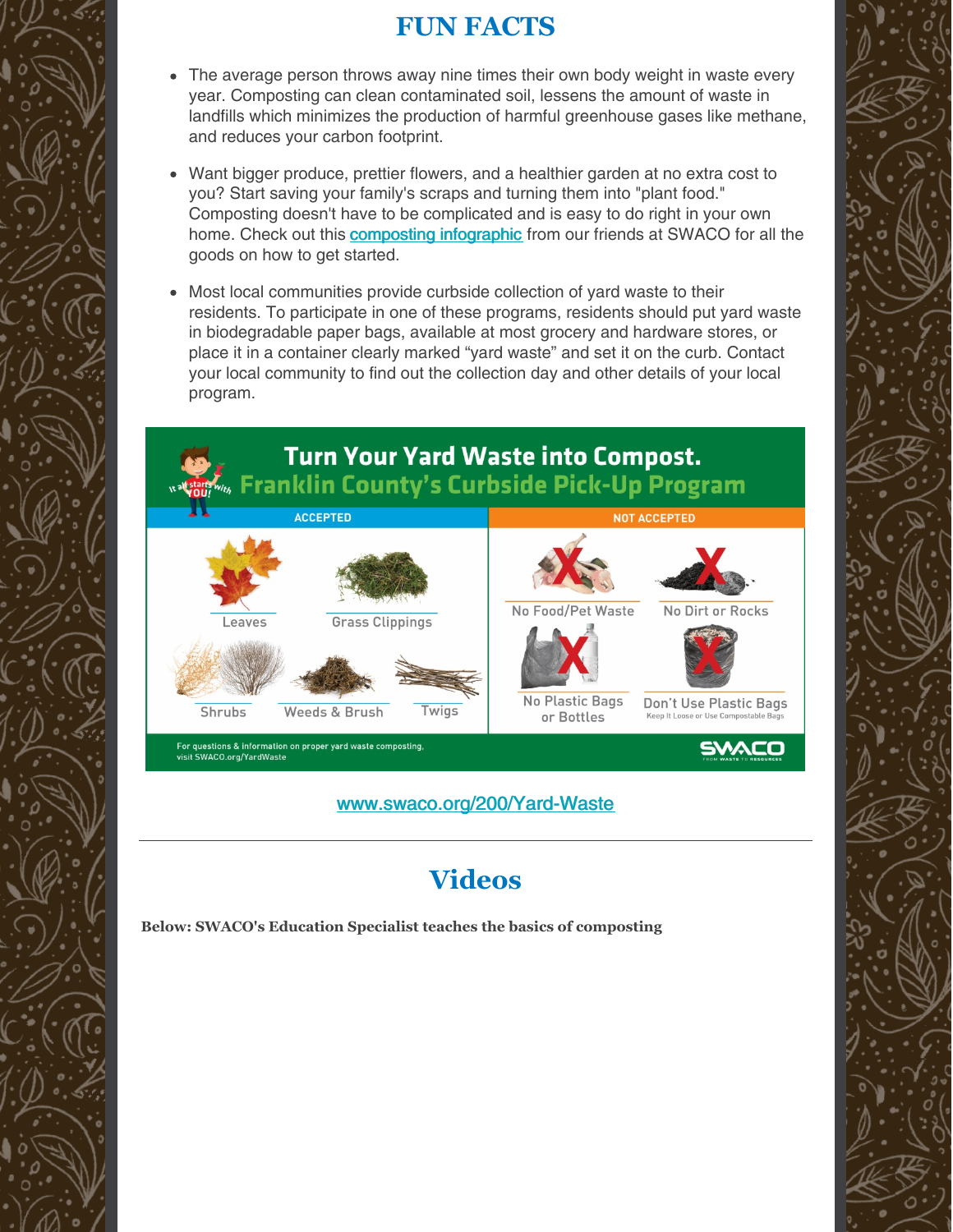## FUN FACTS

- The average person throws away nine times their own body weight in waste every year. Composting can clean contaminated soil, lessens the amount of waste in landfills which minimizes the production of harmful greenhouse gases like methane, and reduces your carbon footprint.
- Want bigger produce, prettier flowers, and a healthier garden at no extra cost to you? Start saving your family's scraps and turning them into "plant food." Composting doesn't have to be complicated and is easy to do right in your own home. Check out this composting infographic from our friends at SWACO for all the goods on how to get started.
- Most local communities provide curbside collection of yard waste to their residents. To participate in one of these programs, residents should put yard waste in biodegradable paper bags, available at most grocery and hardware stores, or place it in a container clearly marked "yard waste" and set it on the curb. Contact your local community to find out the collection day and other details of your local program.

**Turn Your Yard Waste into Compost.**
**Franklin County's Curbside Pick-Up Program**

| ACCEPTED | NOT ACCEPTED |
|---|---|
| Leaves | No Food/Pet Waste |
| Grass Clippings | No Dirt or Rocks |
| Shrubs | No Plastic Bags or Bottles |
| Weeds & Brush | Don't Use Plastic Bags (Keep It Loose or Use Compostable Bags) |
| Twigs | |

For questions & information on proper yard waste composting, visit SWACO.org/YardWaste

www.swaco.org/200/Yard-Waste

---

## Videos

**Below: SWACO's Education Specialist teaches the basics of composting**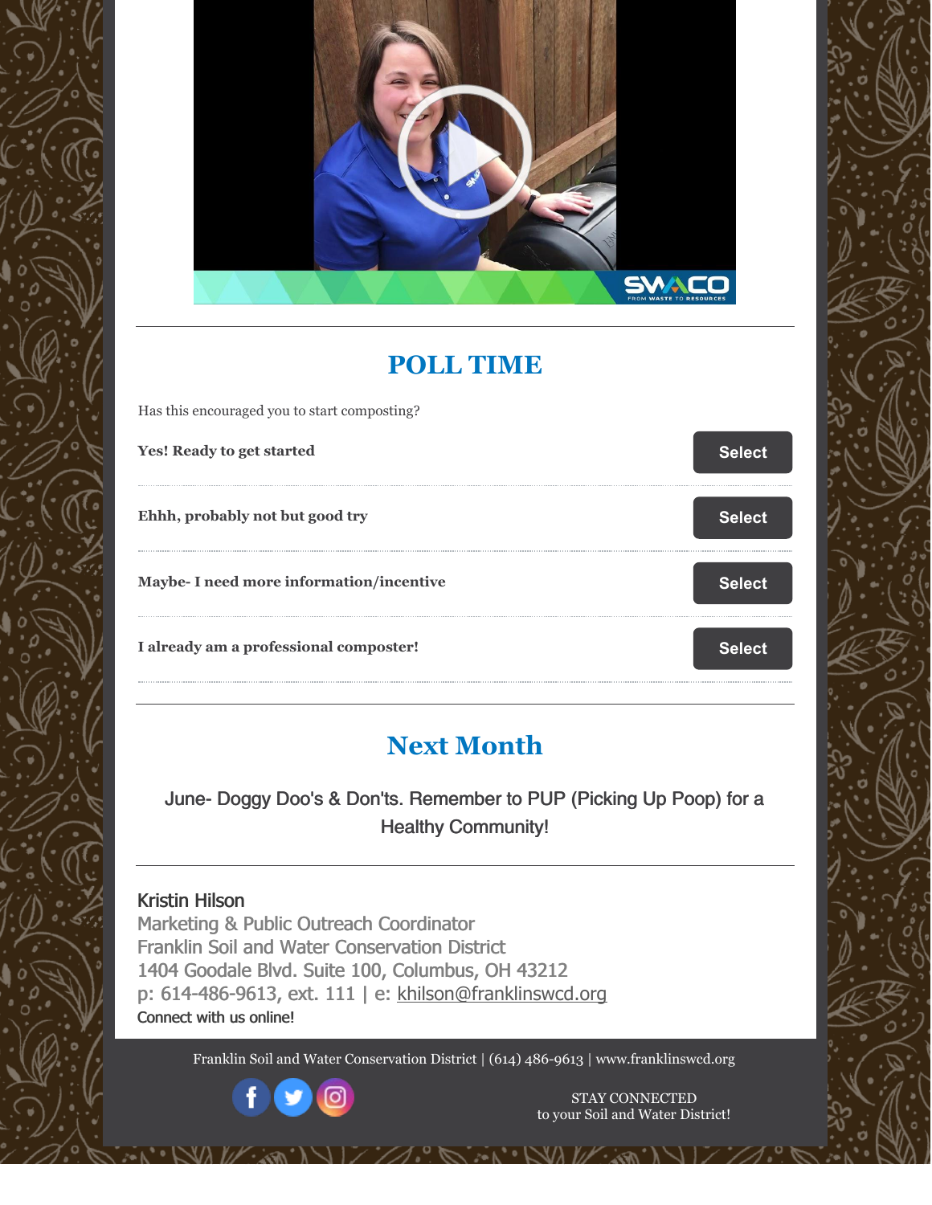## POLL TIME

Has this encouraged you to start composting?

| | |
|---|---|
| **Yes! Ready to get started** | Select |
| **Ehhh, probably not but good try** | Select |
| **Maybe- I need more information/incentive** | Select |
| **I already am a professional composter!** | Select |

## Next Month

June- Doggy Doo's & Don'ts. Remember to PUP (Picking Up Poop) for a Healthy Community!

Kristin Hilson
Marketing & Public Outreach Coordinator
Franklin Soil and Water Conservation District
1404 Goodale Blvd. Suite 100, Columbus, OH 43212
p: 614-486-9613, ext. 111 | e: khilson@franklinswcd.org
Connect with us online!

Franklin Soil and Water Conservation District | (614) 486-9613 | www.franklinswcd.org

STAY CONNECTED
to your Soil and Water District!